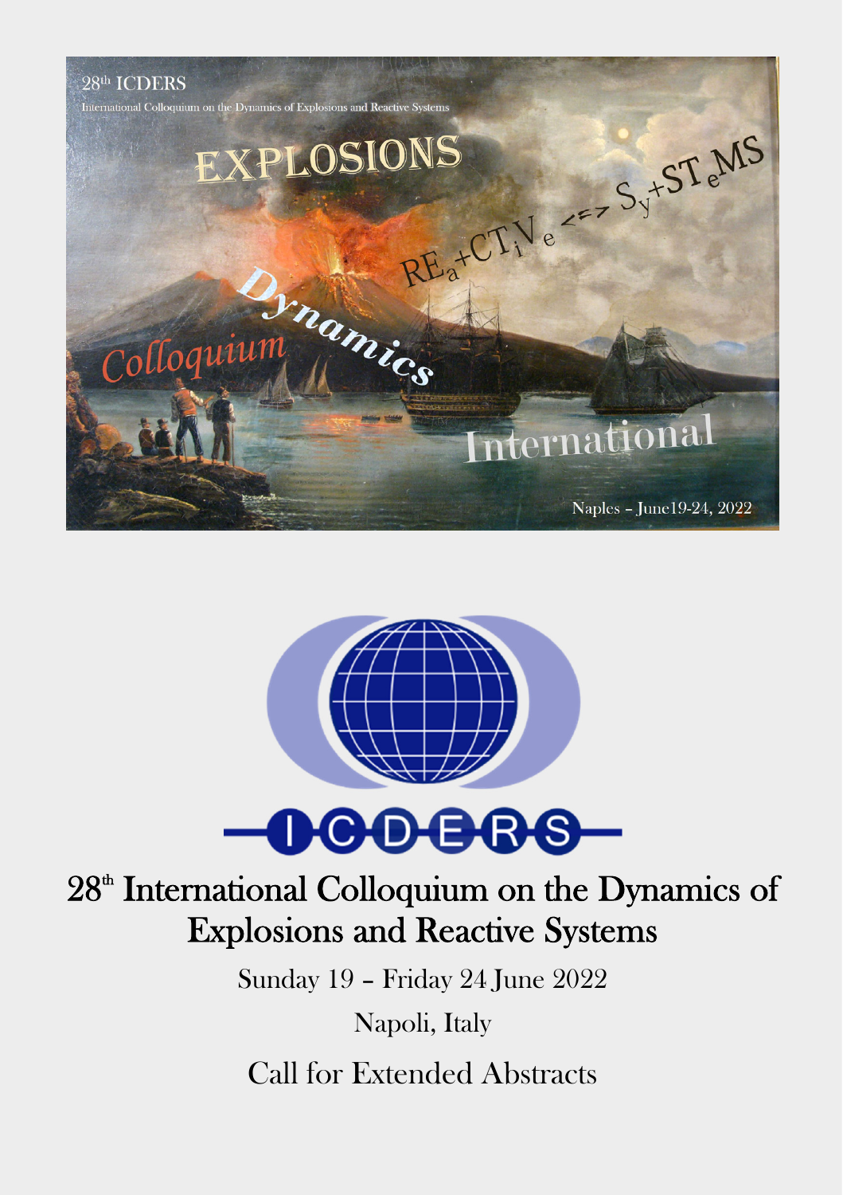28th ICDERS

International Colloquium on the Dynamics of Explosions and Reactive Systems

EXPLOSIONS

Dynamics

Colloquium

$RE_a + CT_iV_e <=> S_y + ST_eMS$

International

Naples – June19-24, 2022

ICDERS

# 28th International Colloquium on the Dynamics of Explosions and Reactive Systems

Sunday 19 – Friday 24 June 2022

Napoli, Italy

## Call for Extended Abstracts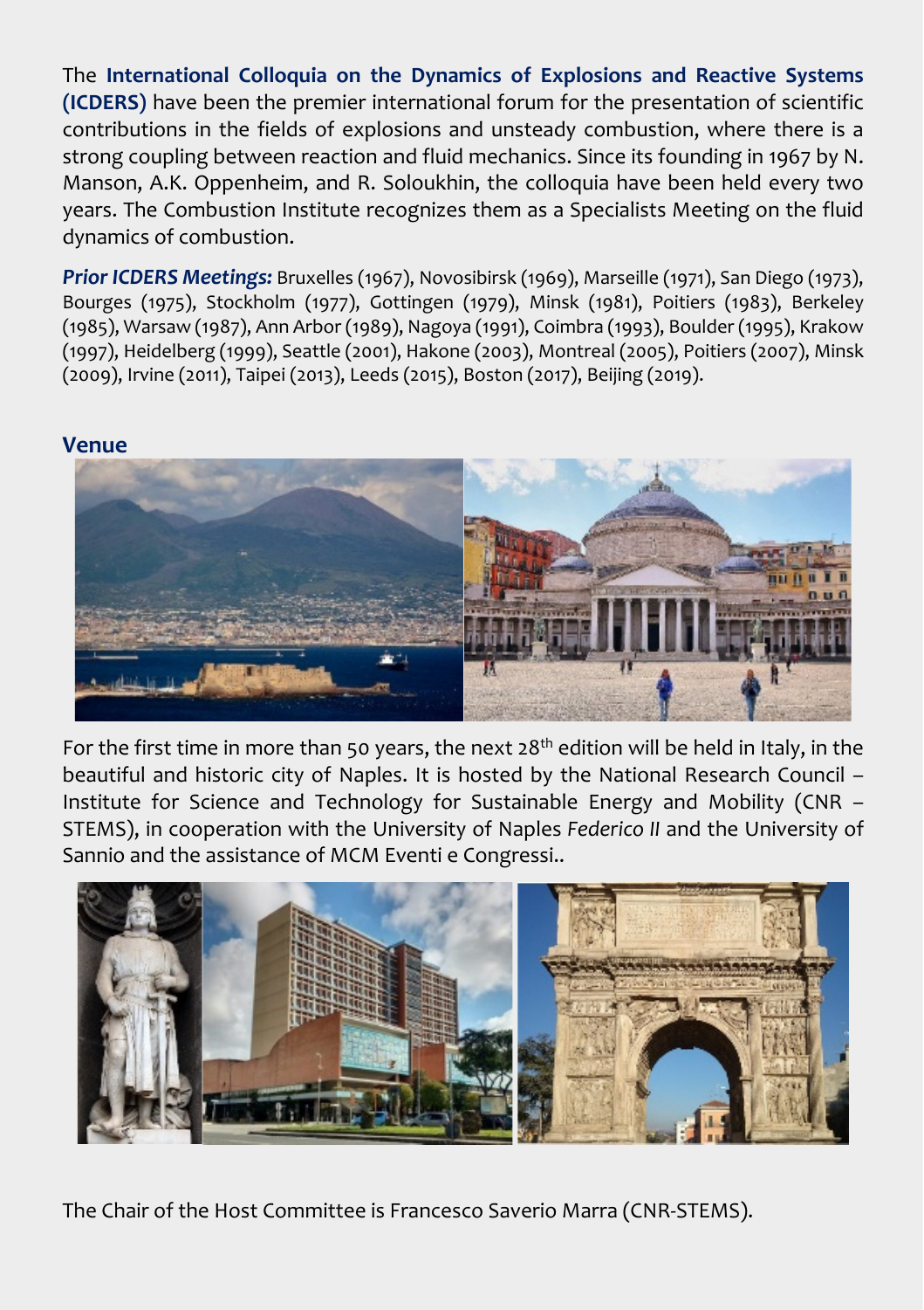The **International Colloquia on the Dynamics of Explosions and Reactive Systems (ICDERS)** have been the premier international forum for the presentation of scientific contributions in the fields of explosions and unsteady combustion, where there is a strong coupling between reaction and fluid mechanics. Since its founding in 1967 by N. Manson, A.K. Oppenheim, and R. Soloukhin, the colloquia have been held every two years. The Combustion Institute recognizes them as a Specialists Meeting on the fluid dynamics of combustion.

***Prior ICDERS Meetings:*** Bruxelles (1967), Novosibirsk (1969), Marseille (1971), San Diego (1973), Bourges (1975), Stockholm (1977), Gottingen (1979), Minsk (1981), Poitiers (1983), Berkeley (1985), Warsaw (1987), Ann Arbor (1989), Nagoya (1991), Coimbra (1993), Boulder (1995), Krakow (1997), Heidelberg (1999), Seattle (2001), Hakone (2003), Montreal (2005), Poitiers (2007), Minsk (2009), Irvine (2011), Taipei (2013), Leeds (2015), Boston (2017), Beijing (2019).

## Venue

For the first time in more than 50 years, the next 28th edition will be held in Italy, in the beautiful and historic city of Naples. It is hosted by the National Research Council – Institute for Science and Technology for Sustainable Energy and Mobility (CNR – STEMS), in cooperation with the University of Naples *Federico II* and the University of Sannio and the assistance of MCM Eventi e Congressi..

The Chair of the Host Committee is Francesco Saverio Marra (CNR-STEMS).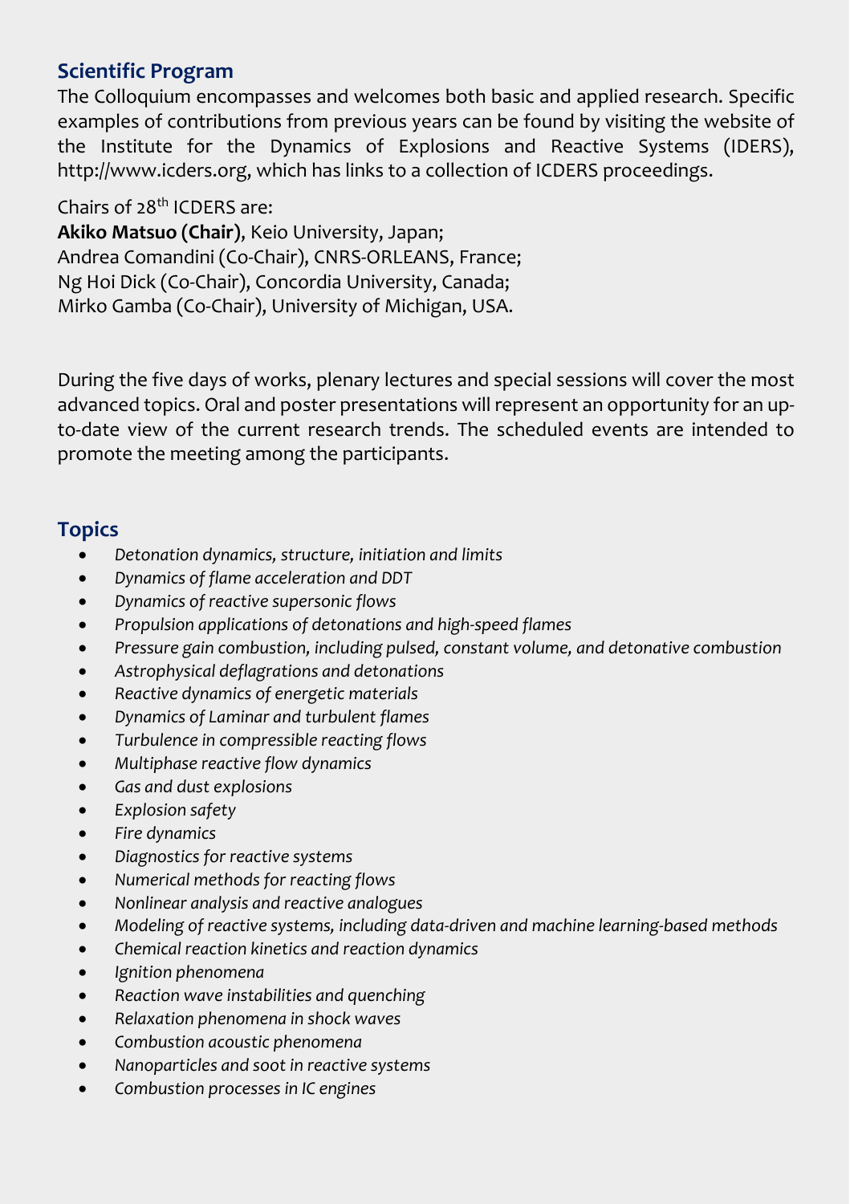## Scientific Program

The Colloquium encompasses and welcomes both basic and applied research. Specific examples of contributions from previous years can be found by visiting the website of the Institute for the Dynamics of Explosions and Reactive Systems (IDERS), http://www.icders.org, which has links to a collection of ICDERS proceedings.

Chairs of 28th ICDERS are:
**Akiko Matsuo (Chair)**, Keio University, Japan;
Andrea Comandini (Co-Chair), CNRS-ORLEANS, France;
Ng Hoi Dick (Co-Chair), Concordia University, Canada;
Mirko Gamba (Co-Chair), University of Michigan, USA.

During the five days of works, plenary lectures and special sessions will cover the most advanced topics. Oral and poster presentations will represent an opportunity for an up-to-date view of the current research trends. The scheduled events are intended to promote the meeting among the participants.

## Topics

- *Detonation dynamics, structure, initiation and limits*
- *Dynamics of flame acceleration and DDT*
- *Dynamics of reactive supersonic flows*
- *Propulsion applications of detonations and high-speed flames*
- *Pressure gain combustion, including pulsed, constant volume, and detonative combustion*
- *Astrophysical deflagrations and detonations*
- *Reactive dynamics of energetic materials*
- *Dynamics of Laminar and turbulent flames*
- *Turbulence in compressible reacting flows*
- *Multiphase reactive flow dynamics*
- *Gas and dust explosions*
- *Explosion safety*
- *Fire dynamics*
- *Diagnostics for reactive systems*
- *Numerical methods for reacting flows*
- *Nonlinear analysis and reactive analogues*
- *Modeling of reactive systems, including data-driven and machine learning-based methods*
- *Chemical reaction kinetics and reaction dynamics*
- *Ignition phenomena*
- *Reaction wave instabilities and quenching*
- *Relaxation phenomena in shock waves*
- *Combustion acoustic phenomena*
- *Nanoparticles and soot in reactive systems*
- *Combustion processes in IC engines*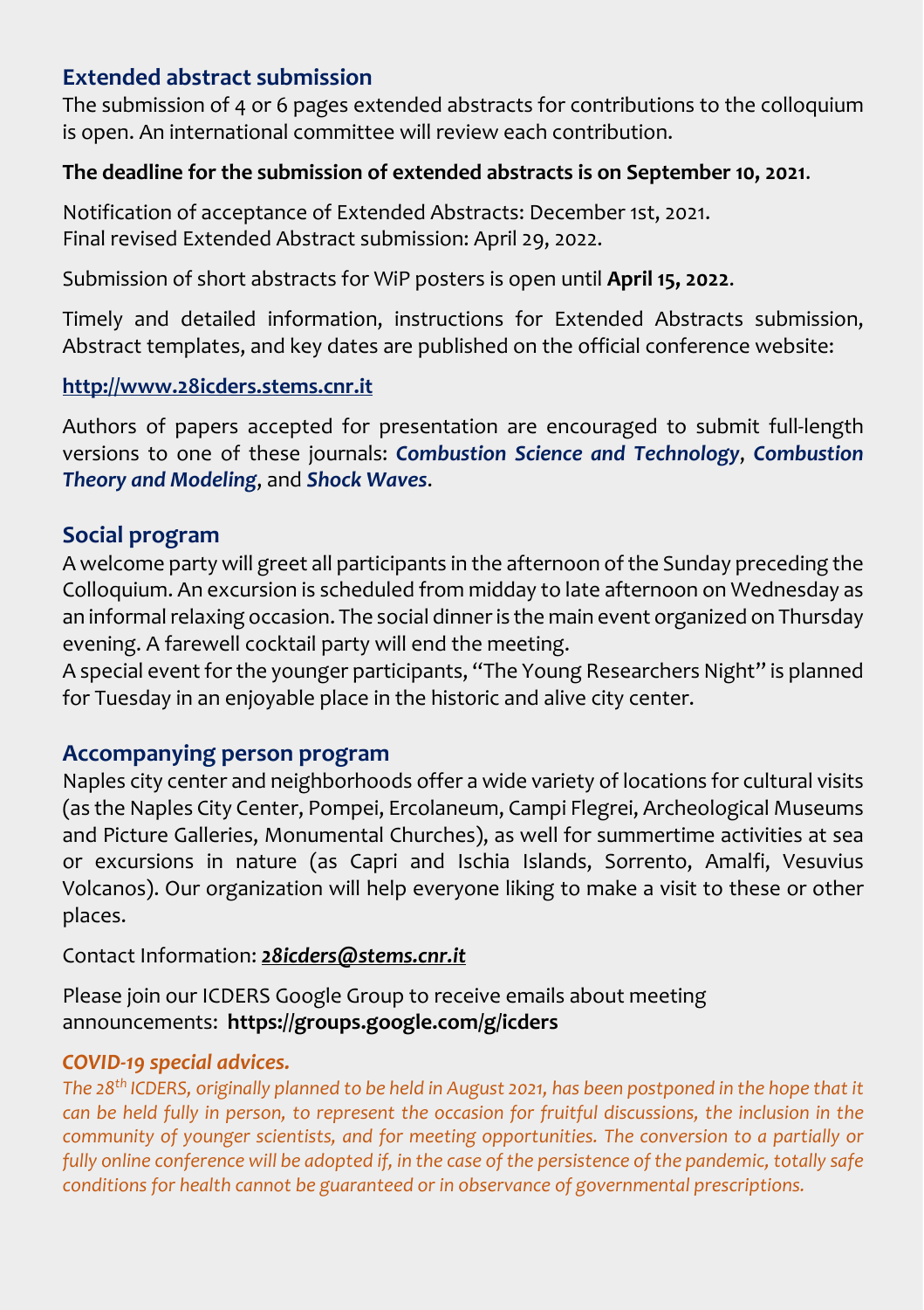## Extended abstract submission

The submission of 4 or 6 pages extended abstracts for contributions to the colloquium is open. An international committee will review each contribution.

**The deadline for the submission of extended abstracts is on September 10, 2021**.

Notification of acceptance of Extended Abstracts: December 1st, 2021.
Final revised Extended Abstract submission: April 29, 2022.

Submission of short abstracts for WiP posters is open until **April 15, 2022**.

Timely and detailed information, instructions for Extended Abstracts submission, Abstract templates, and key dates are published on the official conference website:

**http://www.28icders.stems.cnr.it**

Authors of papers accepted for presentation are encouraged to submit full-length versions to one of these journals: ***Combustion Science and Technology***, ***Combustion Theory and Modeling***, and ***Shock Waves***.

## Social program

A welcome party will greet all participants in the afternoon of the Sunday preceding the Colloquium. An excursion is scheduled from midday to late afternoon on Wednesday as an informal relaxing occasion. The social dinner is the main event organized on Thursday evening. A farewell cocktail party will end the meeting.
A special event for the younger participants, "The Young Researchers Night" is planned for Tuesday in an enjoyable place in the historic and alive city center.

## Accompanying person program

Naples city center and neighborhoods offer a wide variety of locations for cultural visits (as the Naples City Center, Pompei, Ercolaneum, Campi Flegrei, Archeological Museums and Picture Galleries, Monumental Churches), as well for summertime activities at sea or excursions in nature (as Capri and Ischia Islands, Sorrento, Amalfi, Vesuvius Volcanos). Our organization will help everyone liking to make a visit to these or other places.

Contact Information: ***28icders@stems.cnr.it***

Please join our ICDERS Google Group to receive emails about meeting announcements: **https://groups.google.com/g/icders**

### *COVID-19 special advices.*

*The 28th ICDERS, originally planned to be held in August 2021, has been postponed in the hope that it can be held fully in person, to represent the occasion for fruitful discussions, the inclusion in the community of younger scientists, and for meeting opportunities. The conversion to a partially or fully online conference will be adopted if, in the case of the persistence of the pandemic, totally safe conditions for health cannot be guaranteed or in observance of governmental prescriptions.*